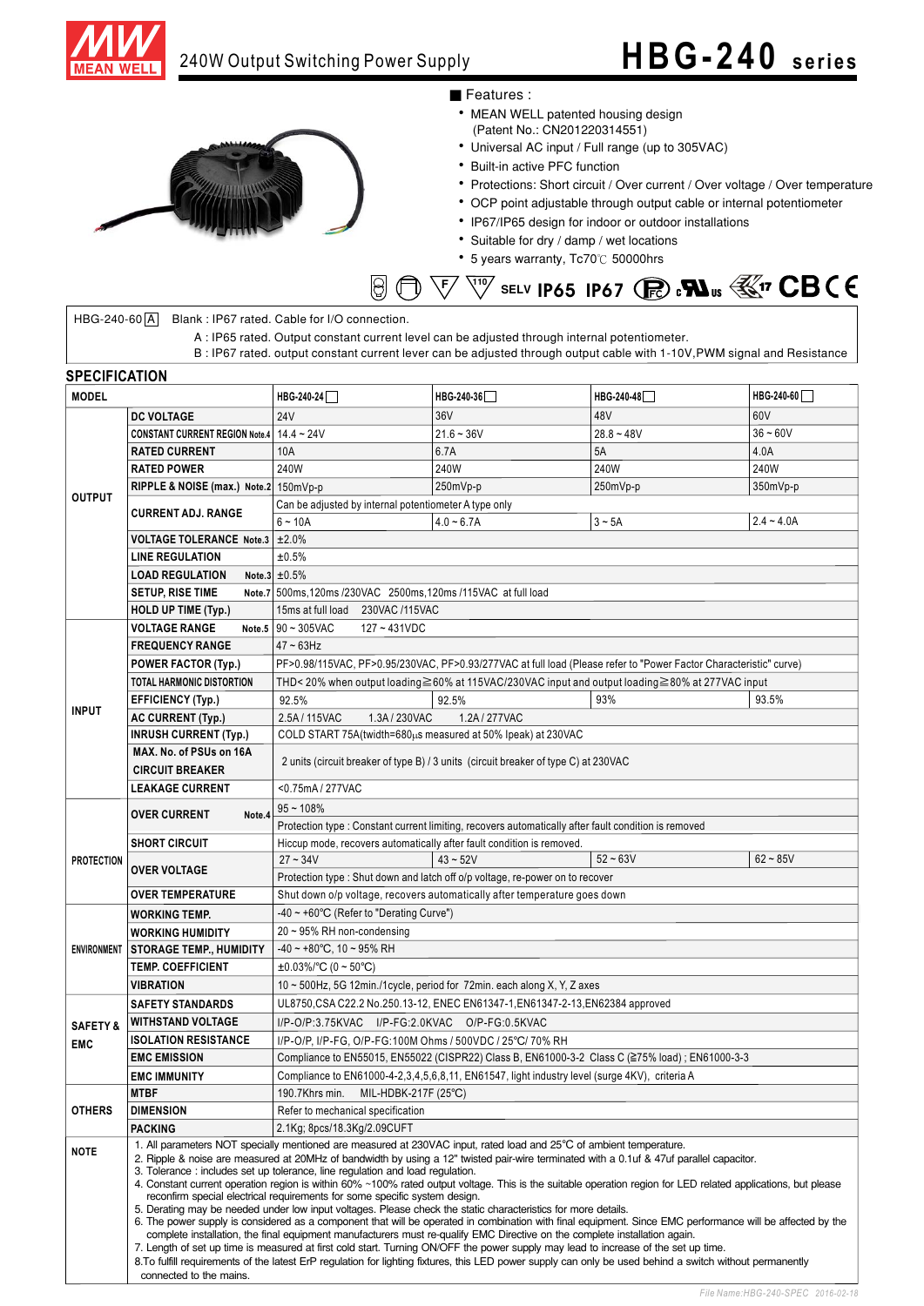# 240W Output Switching Power Supply

# HBG-240 series

■ Features :

- MEAN WELL patented housing design (Patent No.: CN201220314551)
- Universal AC input / Full range (up to 305VAC)
- Built-in active PFC function
- Protections: Short circuit / Over current / Over voltage / Over temperature
- OCP point adjustable through output cable or internal potentiometer
- IP67/IP65 design for indoor or outdoor installations
- Suitable for dry / damp / wet locations
- 5 years warranty, Tc70℃ 50000hrs

SELV IP65 IP67 CB CE

HBG-240-60 A — Blank : IP67 rated. Cable for I/O connection.
A : IP65 rated. Output constant current level can be adjusted through internal potentiometer.
B : IP67 rated. output constant current lever can be adjusted through output cable with 1-10V,PWM signal and Resistance

## SPECIFICATION

| MODEL | | HBG-240-24 | HBG-240-36 | HBG-240-48 | HBG-240-60 |
|---|---|---|---|---|---|
| OUTPUT | DC VOLTAGE | 24V | 36V | 48V | 60V |
| | CONSTANT CURRENT REGION Note.4 | 14.4 ~ 24V | 21.6 ~ 36V | 28.8 ~ 48V | 36 ~ 60V |
| | RATED CURRENT | 10A | 6.7A | 5A | 4.0A |
| | RATED POWER | 240W | 240W | 240W | 240W |
| | RIPPLE & NOISE (max.) Note.2 | 150mVp-p | 250mVp-p | 250mVp-p | 350mVp-p |
| | CURRENT ADJ. RANGE | Can be adjusted by internal potentiometer A type only | | | |
| | | 6 ~ 10A | 4.0 ~ 6.7A | 3 ~ 5A | 2.4 ~ 4.0A |
| | VOLTAGE TOLERANCE Note.3 | ±2.0% | | | |
| | LINE REGULATION | ±0.5% | | | |
| | LOAD REGULATION Note.3 | ±0.5% | | | |
| | SETUP, RISE TIME Note.7 | 500ms,120ms /230VAC 2500ms,120ms /115VAC at full load | | | |
| | HOLD UP TIME (Typ.) | 15ms at full load 230VAC /115VAC | | | |
| INPUT | VOLTAGE RANGE Note.5 | 90 ~ 305VAC 127 ~ 431VDC | | | |
| | FREQUENCY RANGE | 47 ~ 63Hz | | | |
| | POWER FACTOR (Typ.) | PF>0.98/115VAC, PF>0.95/230VAC, PF>0.93/277VAC at full load (Please refer to "Power Factor Characteristic" curve) | | | |
| | TOTAL HARMONIC DISTORTION | THD< 20% when output loading≧60% at 115VAC/230VAC input and output loading≧80% at 277VAC input | | | |
| | EFFICIENCY (Typ.) | 92.5% | 92.5% | 93% | 93.5% |
| | AC CURRENT (Typ.) | 2.5A / 115VAC 1.3A / 230VAC 1.2A / 277VAC | | | |
| | INRUSH CURRENT (Typ.) | COLD START 75A(twidth=680μs measured at 50% Ipeak) at 230VAC | | | |
| | MAX. No. of PSUs on 16A CIRCUIT BREAKER | 2 units (circuit breaker of type B) / 3 units (circuit breaker of type C) at 230VAC | | | |
| | LEAKAGE CURRENT | <0.75mA / 277VAC | | | |
| PROTECTION | OVER CURRENT Note.4 | 95 ~ 108% | | | |
| | | Protection type : Constant current limiting, recovers automatically after fault condition is removed | | | |
| | SHORT CIRCUIT | Hiccup mode, recovers automatically after fault condition is removed. | | | |
| | OVER VOLTAGE | 27 ~ 34V | 43 ~ 52V | 52 ~ 63V | 62 ~ 85V |
| | | Protection type : Shut down and latch off o/p voltage, re-power on to recover | | | |
| | OVER TEMPERATURE | Shut down o/p voltage, recovers automatically after temperature goes down | | | |
| ENVIRONMENT | WORKING TEMP. | -40 ~ +60℃ (Refer to "Derating Curve") | | | |
| | WORKING HUMIDITY | 20 ~ 95% RH non-condensing | | | |
| | STORAGE TEMP., HUMIDITY | -40 ~ +80℃, 10 ~ 95% RH | | | |
| | TEMP. COEFFICIENT | ±0.03%/℃ (0 ~ 50℃) | | | |
| | VIBRATION | 10 ~ 500Hz, 5G 12min./1cycle, period for 72min. each along X, Y, Z axes | | | |
| SAFETY & EMC | SAFETY STANDARDS | UL8750,CSA C22.2 No.250.13-12, ENEC EN61347-1,EN61347-2-13,EN62384 approved | | | |
| | WITHSTAND VOLTAGE | I/P-O/P:3.75KVAC I/P-FG:2.0KVAC O/P-FG:0.5KVAC | | | |
| | ISOLATION RESISTANCE | I/P-O/P, I/P-FG, O/P-FG:100M Ohms / 500VDC / 25℃/ 70% RH | | | |
| | EMC EMISSION | Compliance to EN55015, EN55022 (CISPR22) Class B, EN61000-3-2 Class C (≧75% load) ; EN61000-3-3 | | | |
| | EMC IMMUNITY | Compliance to EN61000-4-2,3,4,5,6,8,11, EN61547, light industry level (surge 4KV), criteria A | | | |
| OTHERS | MTBF | 190.7Khrs min. MIL-HDBK-217F (25℃) | | | |
| | DIMENSION | Refer to mechanical specification | | | |
| | PACKING | 2.1Kg; 8pcs/18.3Kg/2.09CUFT | | | |

**NOTE**

1. All parameters NOT specially mentioned are measured at 230VAC input, rated load and 25℃ of ambient temperature.
2. Ripple & noise are measured at 20MHz of bandwidth by using a 12" twisted pair-wire terminated with a 0.1uf & 47uf parallel capacitor.
3. Tolerance : includes set up tolerance, line regulation and load regulation.
4. Constant current operation region is within 60% ~100% rated output voltage. This is the suitable operation region for LED related applications, but please reconfirm special electrical requirements for some specific system design.
5. Derating may be needed under low input voltages. Please check the static characteristics for more details.
6. The power supply is considered as a component that will be operated in combination with final equipment. Since EMC performance will be affected by the complete installation, the final equipment manufacturers must re-qualify EMC Directive on the complete installation again.
7. Length of set up time is measured at first cold start. Turning ON/OFF the power supply may lead to increase of the set up time.
8. To fulfill requirements of the latest ErP regulation for lighting fixtures, this LED power supply can only be used behind a switch without permanently connected to the mains.

File Name:HBG-240-SPEC 2016-02-18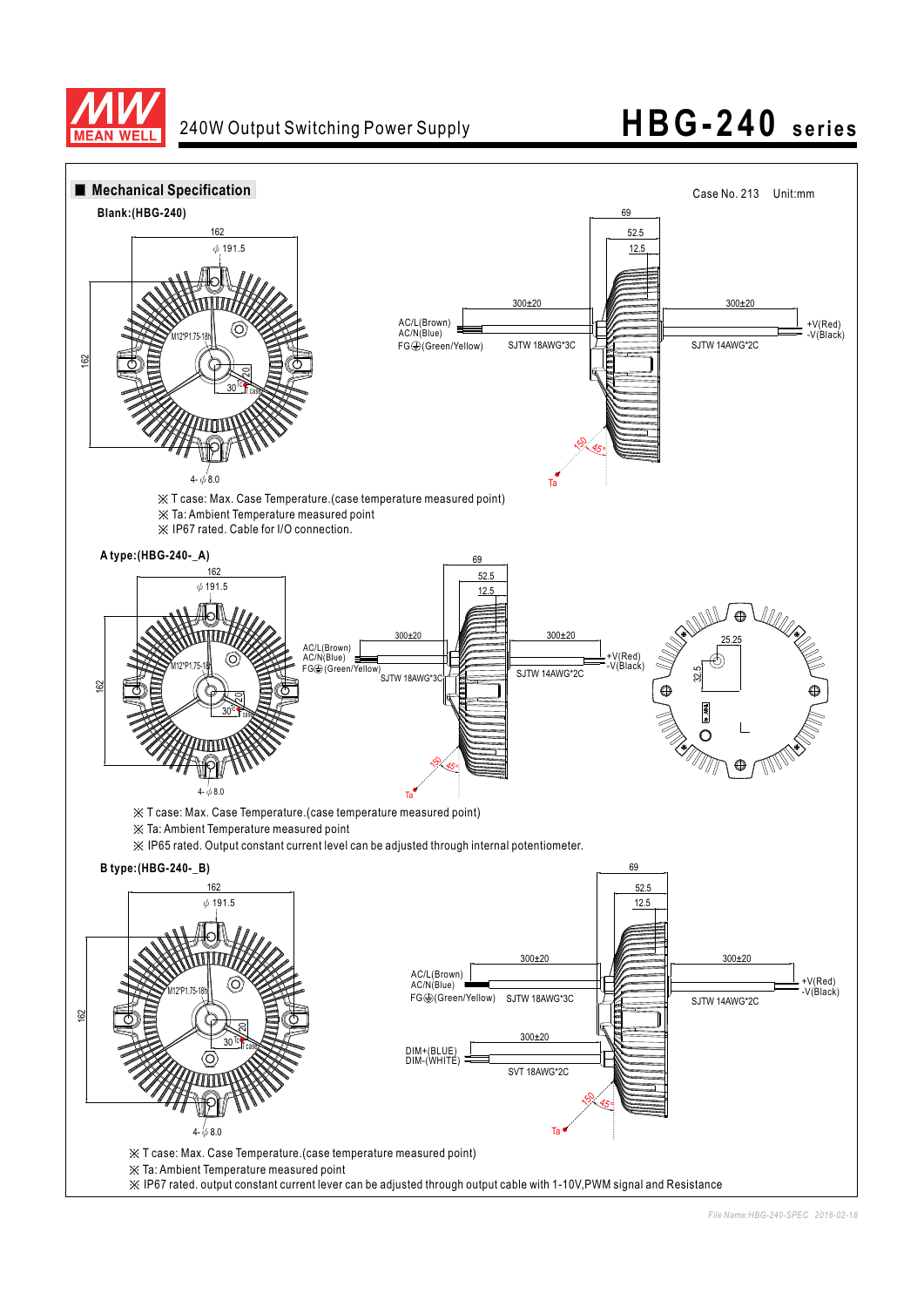# HBG-240 series

240W Output Switching Power Supply

## Mechanical Specification

Case No. 213 Unit:mm

**Blank:(HBG-240)**

162
$\phi$ 191.5
M12*P1.75-18h
162
30
20
tc
T case
4-$\phi$ 8.0

69
52.5
12.5
300±20
300±20
AC/L(Brown)
AC/N(Blue)
FG⏚(Green/Yellow)
SJTW 18AWG*3C
+V(Red)
-V(Black)
SJTW 14AWG*2C
150
45°
Ta

※ T case: Max. Case Temperature.(case temperature measured point)
※ Ta: Ambient Temperature measured point
※ IP67 rated. Cable for I/O connection.

**A type:(HBG-240-_A)**

162
$\phi$ 191.5
M12*P1.75-18h
162
30
20
tc
case
4-$\phi$ 8.0

69
52.5
12.5
300±20
300±20
AC/L(Brown)
AC/N(Blue)
FG⏚(Green/Yellow)
SJTW 18AWG*3C
+V(Red)
-V(Black)
SJTW 14AWG*2C
150
45°
Ta

25.25
32.5

※ T case: Max. Case Temperature.(case temperature measured point)
※ Ta: Ambient Temperature measured point
※ IP65 rated. Output constant current level can be adjusted through internal potentiometer.

**B type:(HBG-240-_B)**

162
$\phi$ 191.5
M12*P1.75-18h
162
30
20
tc
case
4-$\phi$ 8.0

69
52.5
12.5
300±20
300±20
AC/L(Brown)
AC/N(Blue)
FG⏚(Green/Yellow)
SJTW 18AWG*3C
+V(Red)
-V(Black)
SJTW 14AWG*2C
300±20
DIM+(BLUE)
DIM-(WHITE)
SVT 18AWG*2C
150
45°
Ta

※ T case: Max. Case Temperature.(case temperature measured point)
※ Ta: Ambient Temperature measured point
※ IP67 rated. output constant current lever can be adjusted through output cable with 1-10V,PWM signal and Resistance

File Name:HBG-240-SPEC 2016-02-18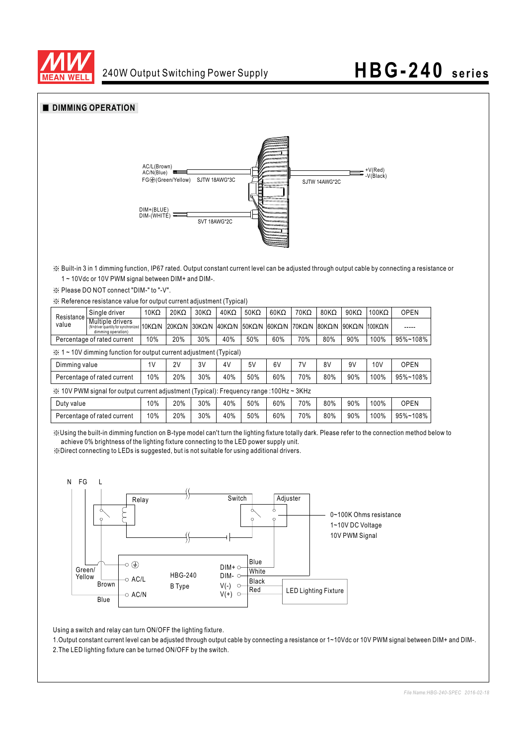## ■ DIMMING OPERATION

AC/L(Brown)
AC/N(Blue)
FG⏚(Green/Yellow) SJTW 18AWG*3C

SJTW 14AWG*2C
+V(Red)
-V(Black)

DIM+(BLUE)
DIM-(WHITE)
SVT 18AWG*2C

※ Built-in 3 in 1 dimming function, IP67 rated. Output constant current level can be adjusted through output cable by connecting a resistance or 1 ~ 10Vdc or 10V PWM signal between DIM+ and DIM-.

※ Please DO NOT connect "DIM-" to "-V".

※ Reference resistance value for output current adjustment (Typical)

| Resistance value | | | | | | | | | | | | |
|---|---|---|---|---|---|---|---|---|---|---|---|---|
| Resistance value | Single driver | 10KΩ | 20KΩ | 30KΩ | 40KΩ | 50KΩ | 60KΩ | 70KΩ | 80KΩ | 90KΩ | 100KΩ | OPEN |
| | Multiple drivers (N=driver quantity for synchronized dimming operation) | 10KΩ/N | 20KΩ/N | 30KΩ/N | 40KΩ/N | 50KΩ/N | 60KΩ/N | 70KΩ/N | 80KΩ/N | 90KΩ/N | 100KΩ/N | ----- |
| Percentage of rated current | | 10% | 20% | 30% | 40% | 50% | 60% | 70% | 80% | 90% | 100% | 95%~108% |

※ 1 ~ 10V dimming function for output current adjustment (Typical)

| Dimming value | 1V | 2V | 3V | 4V | 5V | 6V | 7V | 8V | 9V | 10V | OPEN |
|---|---|---|---|---|---|---|---|---|---|---|---|
| Percentage of rated current | 10% | 20% | 30% | 40% | 50% | 60% | 70% | 80% | 90% | 100% | 95%~108% |

※ 10V PWM signal for output current adjustment (Typical): Frequency range :100Hz ~ 3KHz

| Duty value | 10% | 20% | 30% | 40% | 50% | 60% | 70% | 80% | 90% | 100% | OPEN |
|---|---|---|---|---|---|---|---|---|---|---|---|
| Percentage of rated current | 10% | 20% | 30% | 40% | 50% | 60% | 70% | 80% | 90% | 100% | 95%~108% |

※Using the built-in dimming function on B-type model can't turn the lighting fixture totally dark. Please refer to the connection method below to achieve 0% brightness of the lighting fixture connecting to the LED power supply unit.

※Direct connecting to LEDs is suggested, but is not suitable for using additional drivers.

N FG L

Relay — Switch — Adjuster

0~100K Ohms resistance
1~10V DC Voltage
10V PWM Signal

Green/Yellow — ⏚; Brown — AC/L; Blue — AC/N

HBG-240
B Type

DIM+ — Blue; DIM- — White; V(-) — Black; V(+) — Red

LED Lighting Fixture

Using a switch and relay can turn ON/OFF the lighting fixture.

1.Output constant current level can be adjusted through output cable by connecting a resistance or 1~10Vdc or 10V PWM signal between DIM+ and DIM-.

2.The LED lighting fixture can be turned ON/OFF by the switch.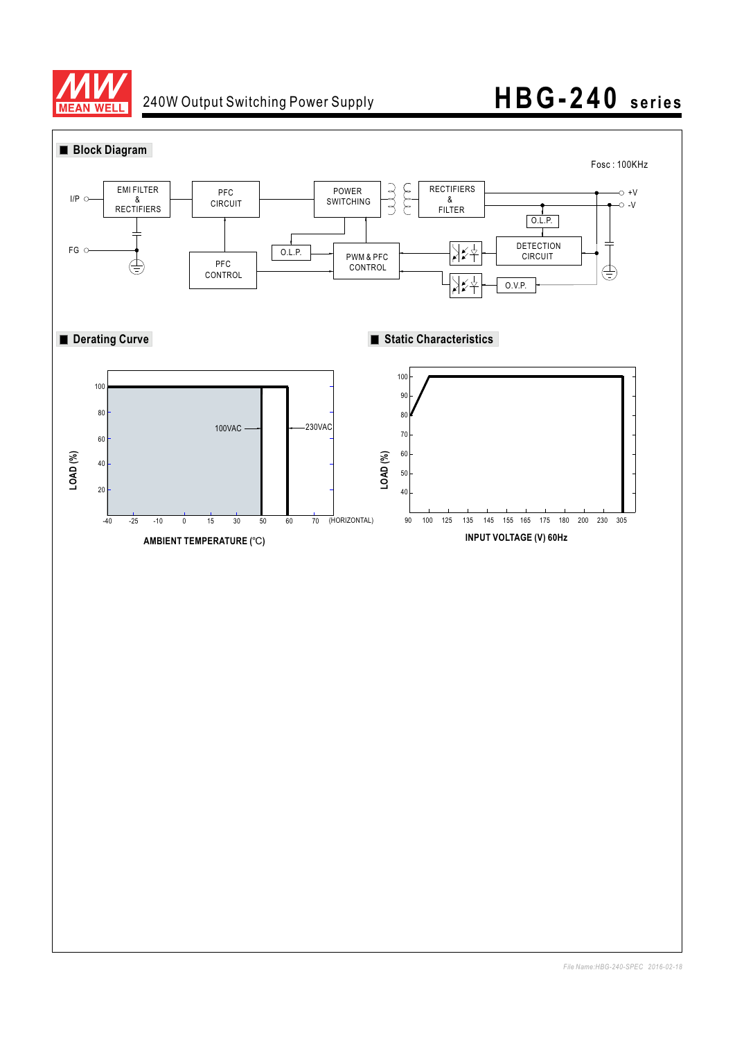## ■ Block Diagram

Fosc : 100KHz

I/P, FG, EMI FILTER & RECTIFIERS, PFC CIRCUIT, PFC CONTROL, POWER SWITCHING, O.L.P., PWM & PFC CONTROL, RECTIFIERS & FILTER, O.L.P., DETECTION CIRCUIT, O.V.P., +V, -V

## ■ Derating Curve

LOAD (%): 100, 80, 60, 40, 20

100VAC, 230VAC

-40, -25, -10, 0, 15, 30, 50, 60, 70 (HORIZONTAL)

AMBIENT TEMPERATURE (°C)

## ■ Static Characteristics

LOAD (%): 100, 90, 80, 70, 60, 50, 40

90, 100, 125, 135, 145, 155, 165, 175, 180, 200, 230, 305

INPUT VOLTAGE (V) 60Hz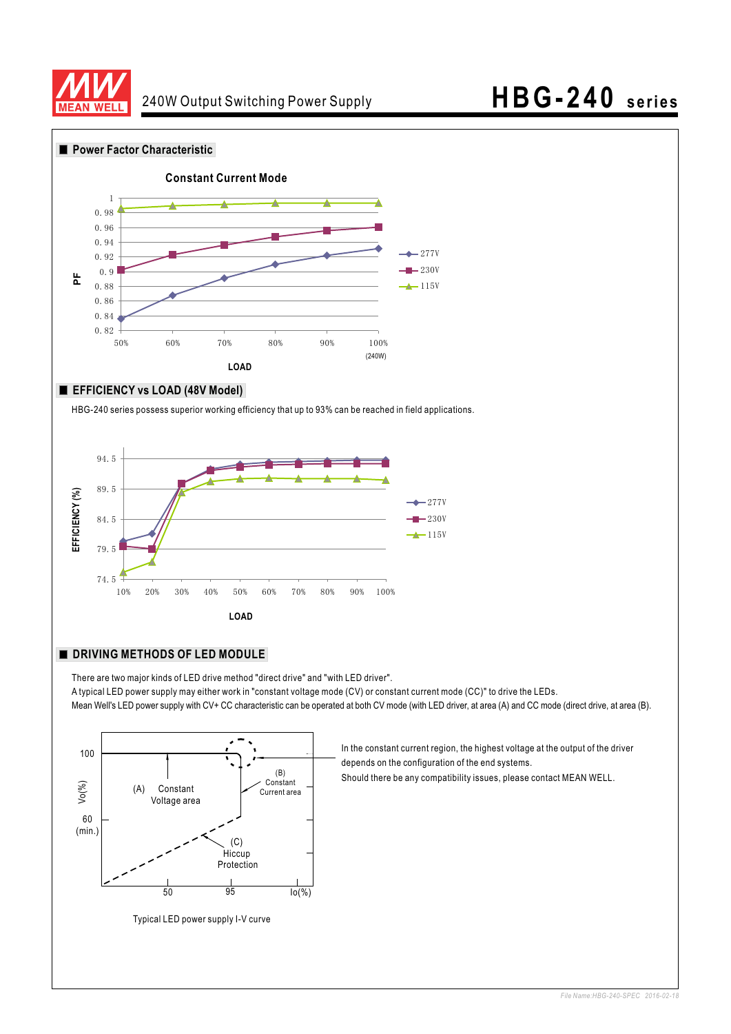## Power Factor Characteristic

Constant Current Mode

## EFFICIENCY vs LOAD (48V Model)

HBG-240 series possess superior working efficiency that up to 93% can be reached in field applications.

## DRIVING METHODS OF LED MODULE

There are two major kinds of LED drive method "direct drive" and "with LED driver".
A typical LED power supply may either work in "constant voltage mode (CV) or constant current mode (CC)" to drive the LEDs.
Mean Well's LED power supply with CV+ CC characteristic can be operated at both CV mode (with LED driver, at area (A) and CC mode (direct drive, at area (B).

In the constant current region, the highest voltage at the output of the driver depends on the configuration of the end systems.
Should there be any compatibility issues, please contact MEAN WELL.

Typical LED power supply I-V curve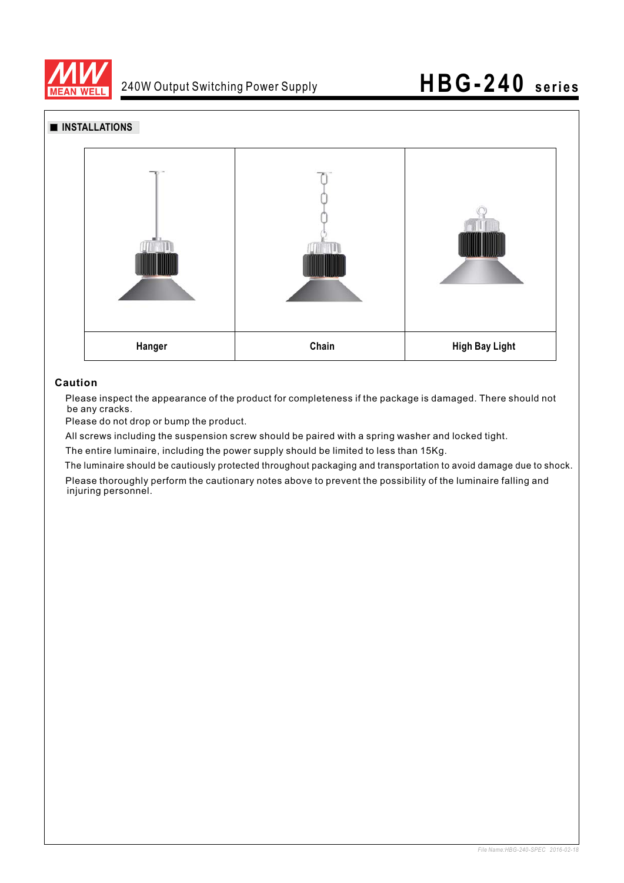## INSTALLATIONS

| | | |
|---|---|---|
| Hanger | Chain | High Bay Light |

### Caution

Please inspect the appearance of the product for completeness if the package is damaged. There should not be any cracks.

Please do not drop or bump the product.

All screws including the suspension screw should be paired with a spring washer and locked tight.

The entire luminaire, including the power supply should be limited to less than 15Kg.

The luminaire should be cautiously protected throughout packaging and transportation to avoid damage due to shock.

Please thoroughly perform the cautionary notes above to prevent the possibility of the luminaire falling and injuring personnel.